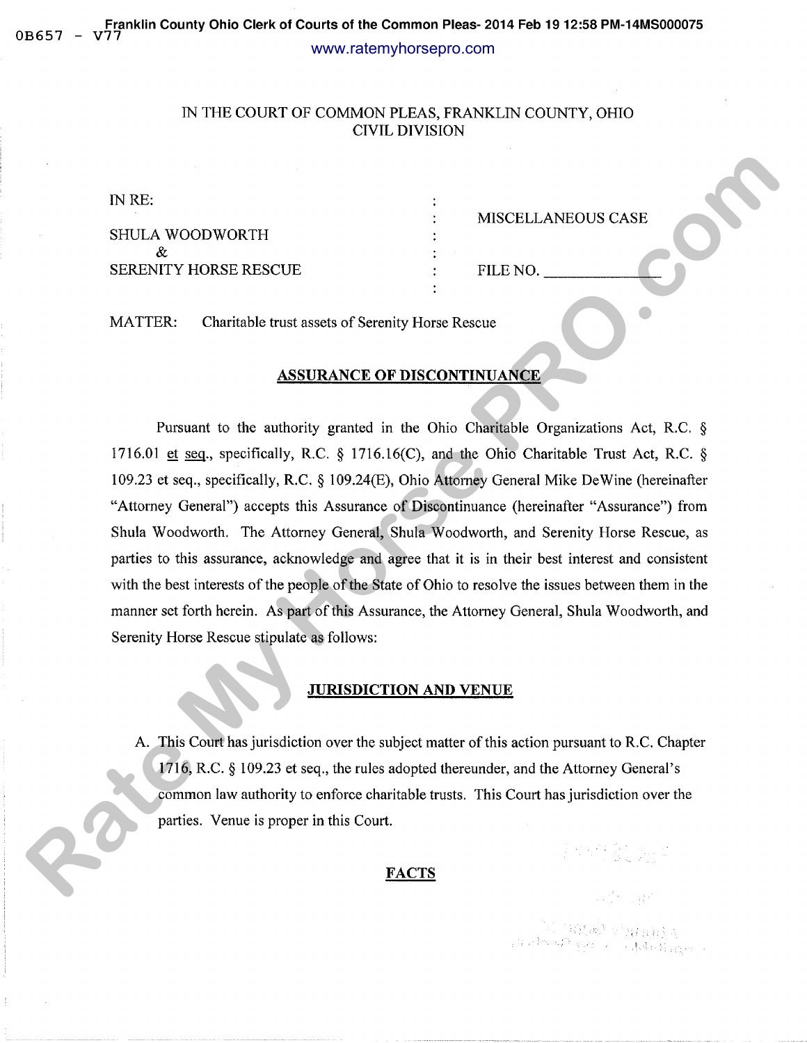IN THE COURT OF COMMON PLEAS, FRANKLIN COUNTY, OHIO
CIVIL DIVISION

| | | |
|---|---|---|
| IN RE: | : | |
| | : | MISCELLANEOUS CASE |
| SHULA WOODWORTH | : | |
| & | : | |
| SERENITY HORSE RESCUE | : | FILE NO. _______________ |
| | : | |

MATTER: Charitable trust assets of Serenity Horse Rescue

## ASSURANCE OF DISCONTINUANCE

Pursuant to the authority granted in the Ohio Charitable Organizations Act, R.C. § 1716.01 et seq., specifically, R.C. § 1716.16(C), and the Ohio Charitable Trust Act, R.C. § 109.23 et seq., specifically, R.C. § 109.24(E), Ohio Attorney General Mike DeWine (hereinafter "Attorney General") accepts this Assurance of Discontinuance (hereinafter "Assurance") from Shula Woodworth. The Attorney General, Shula Woodworth, and Serenity Horse Rescue, as parties to this assurance, acknowledge and agree that it is in their best interest and consistent with the best interests of the people of the State of Ohio to resolve the issues between them in the manner set forth herein. As part of this Assurance, the Attorney General, Shula Woodworth, and Serenity Horse Rescue stipulate as follows:

## JURISDICTION AND VENUE

A. This Court has jurisdiction over the subject matter of this action pursuant to R.C. Chapter 1716, R.C. § 109.23 et seq., the rules adopted thereunder, and the Attorney General's common law authority to enforce charitable trusts. This Court has jurisdiction over the parties. Venue is proper in this Court.

## FACTS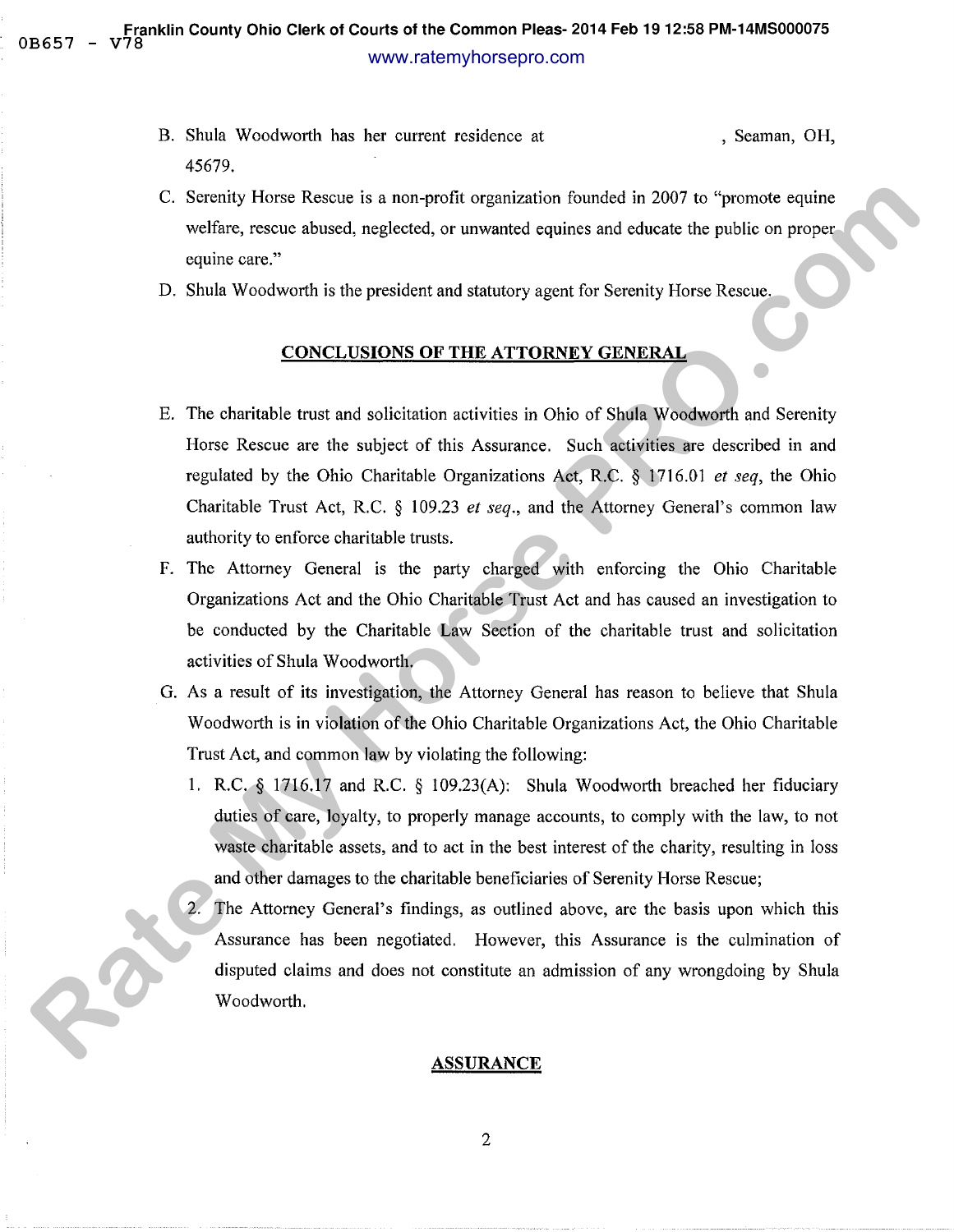B. Shula Woodworth has her current residence at , Seaman, OH, 45679.

C. Serenity Horse Rescue is a non-profit organization founded in 2007 to "promote equine welfare, rescue abused, neglected, or unwanted equines and educate the public on proper equine care."

D. Shula Woodworth is the president and statutory agent for Serenity Horse Rescue.

## CONCLUSIONS OF THE ATTORNEY GENERAL

E. The charitable trust and solicitation activities in Ohio of Shula Woodworth and Serenity Horse Rescue are the subject of this Assurance. Such activities are described in and regulated by the Ohio Charitable Organizations Act, R.C. § 1716.01 *et seq*, the Ohio Charitable Trust Act, R.C. § 109.23 *et seq*., and the Attorney General's common law authority to enforce charitable trusts.

F. The Attorney General is the party charged with enforcing the Ohio Charitable Organizations Act and the Ohio Charitable Trust Act and has caused an investigation to be conducted by the Charitable Law Section of the charitable trust and solicitation activities of Shula Woodworth.

G. As a result of its investigation, the Attorney General has reason to believe that Shula Woodworth is in violation of the Ohio Charitable Organizations Act, the Ohio Charitable Trust Act, and common law by violating the following:

   1. R.C. § 1716.17 and R.C. § 109.23(A): Shula Woodworth breached her fiduciary duties of care, loyalty, to properly manage accounts, to comply with the law, to not waste charitable assets, and to act in the best interest of the charity, resulting in loss and other damages to the charitable beneficiaries of Serenity Horse Rescue;

   2. The Attorney General's findings, as outlined above, are the basis upon which this Assurance has been negotiated. However, this Assurance is the culmination of disputed claims and does not constitute an admission of any wrongdoing by Shula Woodworth.

## ASSURANCE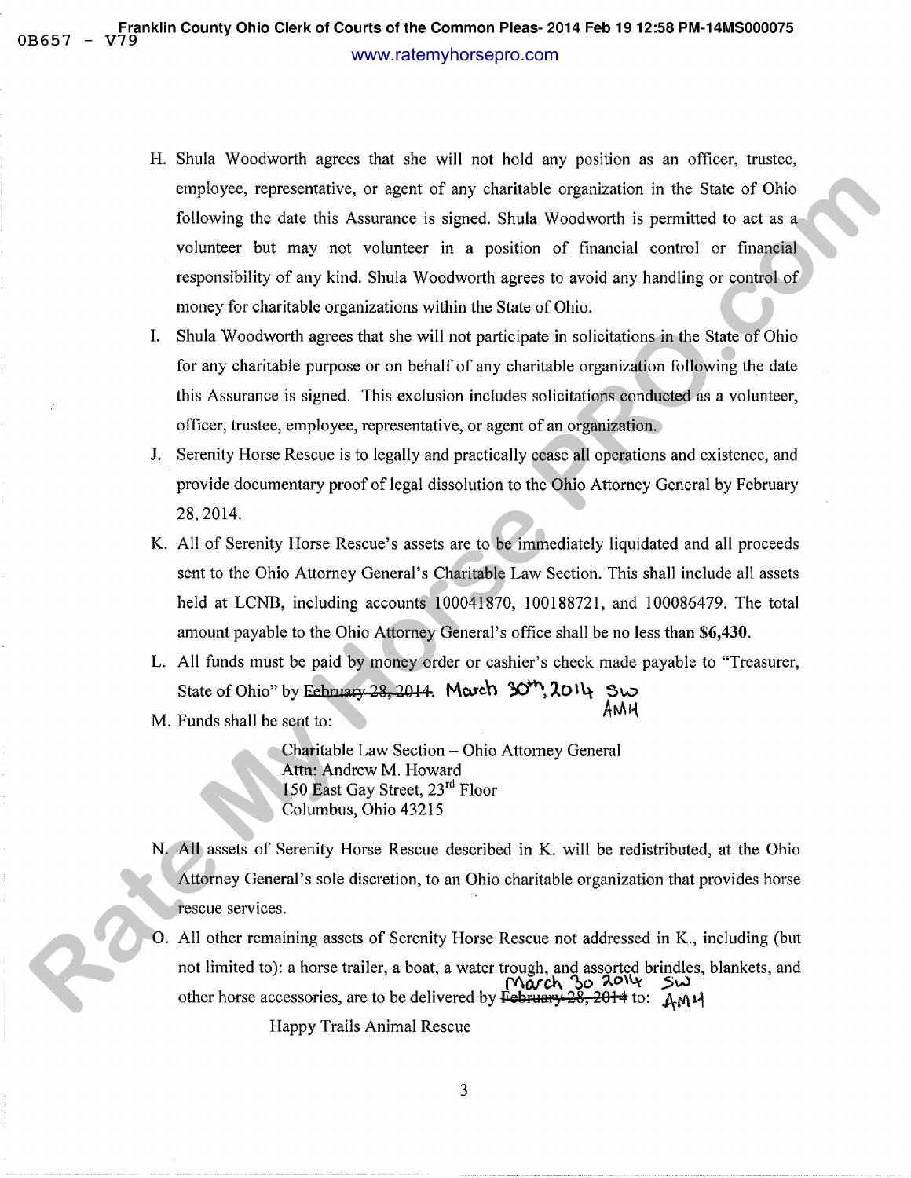H. Shula Woodworth agrees that she will not hold any position as an officer, trustee, employee, representative, or agent of any charitable organization in the State of Ohio following the date this Assurance is signed. Shula Woodworth is permitted to act as a volunteer but may not volunteer in a position of financial control or financial responsibility of any kind. Shula Woodworth agrees to avoid any handling or control of money for charitable organizations within the State of Ohio.

I. Shula Woodworth agrees that she will not participate in solicitations in the State of Ohio for any charitable purpose or on behalf of any charitable organization following the date this Assurance is signed. This exclusion includes solicitations conducted as a volunteer, officer, trustee, employee, representative, or agent of an organization.

J. Serenity Horse Rescue is to legally and practically cease all operations and existence, and provide documentary proof of legal dissolution to the Ohio Attorney General by February 28, 2014.

K. All of Serenity Horse Rescue's assets are to be immediately liquidated and all proceeds sent to the Ohio Attorney General's Charitable Law Section. This shall include all assets held at LCNB, including accounts 100041870, 100188721, and 100086479. The total amount payable to the Ohio Attorney General's office shall be no less than **$6,430**.

L. All funds must be paid by money order or cashier's check made payable to "Treasurer, State of Ohio" by ~~February 28, 2014~~. March 30th, 2014 SW AMH

M. Funds shall be sent to:

   Charitable Law Section – Ohio Attorney General
   Attn: Andrew M. Howard
   150 East Gay Street, 23rd Floor
   Columbus, Ohio 43215

N. All assets of Serenity Horse Rescue described in K. will be redistributed, at the Ohio Attorney General's sole discretion, to an Ohio charitable organization that provides horse rescue services.

O. All other remaining assets of Serenity Horse Rescue not addressed in K., including (but not limited to): a horse trailer, a boat, a water trough, and assorted brindles, blankets, and other horse accessories, are to be delivered by ~~February 28, 2014~~ March 30 2014 SW AMH to:

   Happy Trails Animal Rescue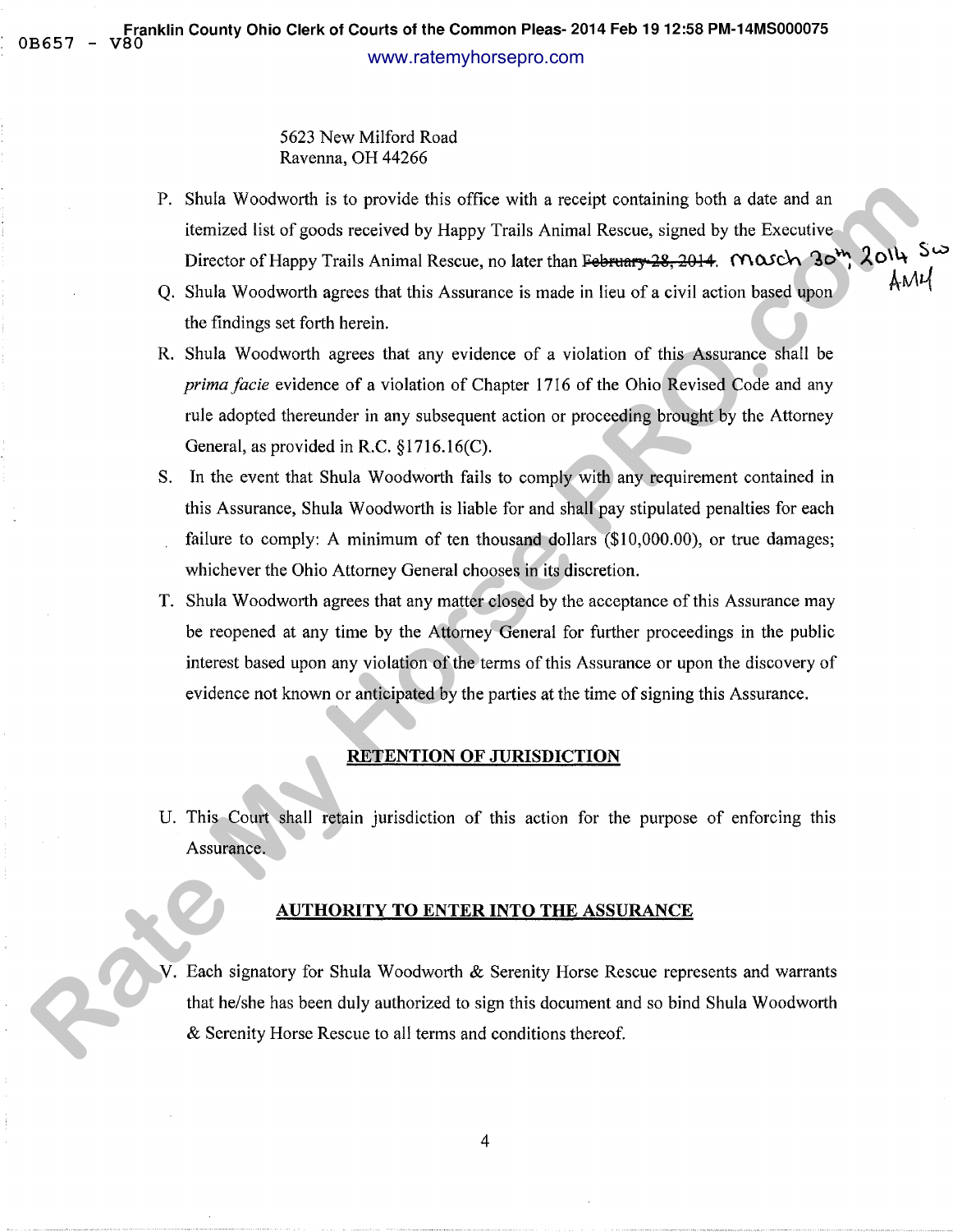5623 New Milford Road
Ravenna, OH 44266

P. Shula Woodworth is to provide this office with a receipt containing both a date and an itemized list of goods received by Happy Trails Animal Rescue, signed by the Executive Director of Happy Trails Animal Rescue, no later than ~~February 28, 2014~~. March 30th, 2014 SW AMH

Q. Shula Woodworth agrees that this Assurance is made in lieu of a civil action based upon the findings set forth herein.

R. Shula Woodworth agrees that any evidence of a violation of this Assurance shall be *prima facie* evidence of a violation of Chapter 1716 of the Ohio Revised Code and any rule adopted thereunder in any subsequent action or proceeding brought by the Attorney General, as provided in R.C. §1716.16(C).

S. In the event that Shula Woodworth fails to comply with any requirement contained in this Assurance, Shula Woodworth is liable for and shall pay stipulated penalties for each failure to comply: A minimum of ten thousand dollars ($10,000.00), or true damages; whichever the Ohio Attorney General chooses in its discretion.

T. Shula Woodworth agrees that any matter closed by the acceptance of this Assurance may be reopened at any time by the Attorney General for further proceedings in the public interest based upon any violation of the terms of this Assurance or upon the discovery of evidence not known or anticipated by the parties at the time of signing this Assurance.

## RETENTION OF JURISDICTION

U. This Court shall retain jurisdiction of this action for the purpose of enforcing this Assurance.

## AUTHORITY TO ENTER INTO THE ASSURANCE

V. Each signatory for Shula Woodworth & Serenity Horse Rescue represents and warrants that he/she has been duly authorized to sign this document and so bind Shula Woodworth & Serenity Horse Rescue to all terms and conditions thereof.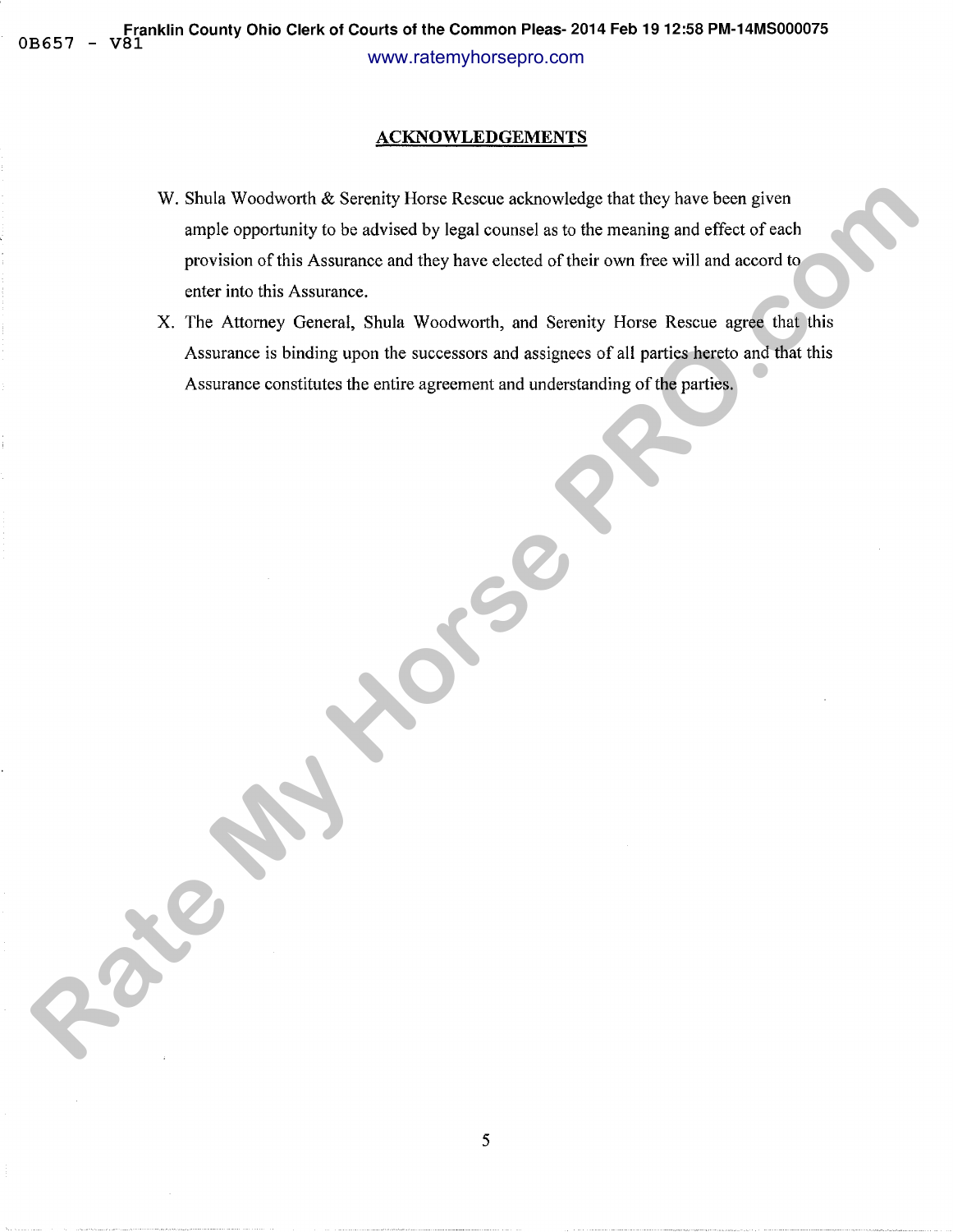## ACKNOWLEDGEMENTS

W. Shula Woodworth & Serenity Horse Rescue acknowledge that they have been given ample opportunity to be advised by legal counsel as to the meaning and effect of each provision of this Assurance and they have elected of their own free will and accord to enter into this Assurance.

X. The Attorney General, Shula Woodworth, and Serenity Horse Rescue agree that this Assurance is binding upon the successors and assignees of all parties hereto and that this Assurance constitutes the entire agreement and understanding of the parties.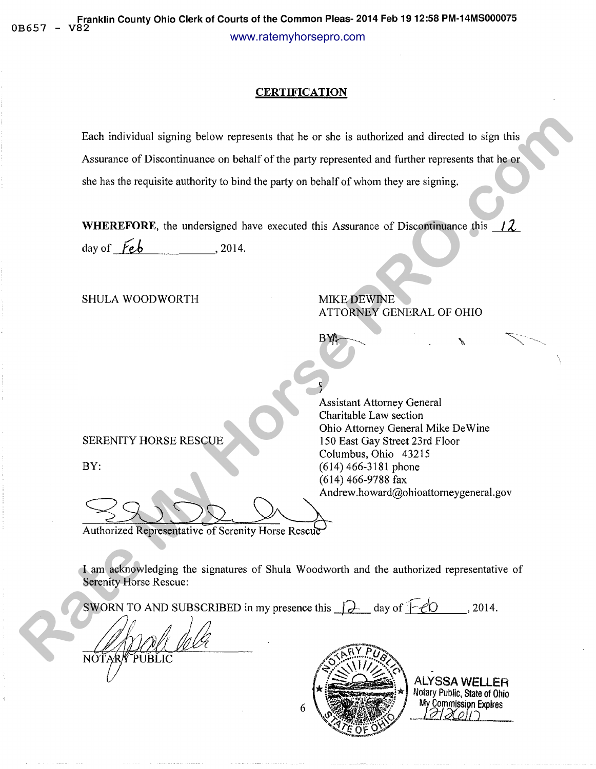## CERTIFICATION

Each individual signing below represents that he or she is authorized and directed to sign this Assurance of Discontinuance on behalf of the party represented and further represents that he or she has the requisite authority to bind the party on behalf of whom they are signing.

**WHEREFORE**, the undersigned have executed this Assurance of Discontinuance this 12 day of Feb, 2014.

SHULA WOODWORTH

MIKE DEWINE
ATTORNEY GENERAL OF OHIO

BY:

Assistant Attorney General
Charitable Law section
Ohio Attorney General Mike DeWine
150 East Gay Street 23rd Floor
Columbus, Ohio 43215
(614) 466-3181 phone
(614) 466-9788 fax
Andrew.howard@ohioattorneygeneral.gov

SERENITY HORSE RESCUE

BY:

Authorized Representative of Serenity Horse Rescue

I am acknowledging the signatures of Shula Woodworth and the authorized representative of Serenity Horse Rescue:

SWORN TO AND SUBSCRIBED in my presence this 12 day of Feb, 2014.

NOTARY PUBLIC

ALYSSA WELLER
Notary Public, State of Ohio
My Commission Expires
12/26/17